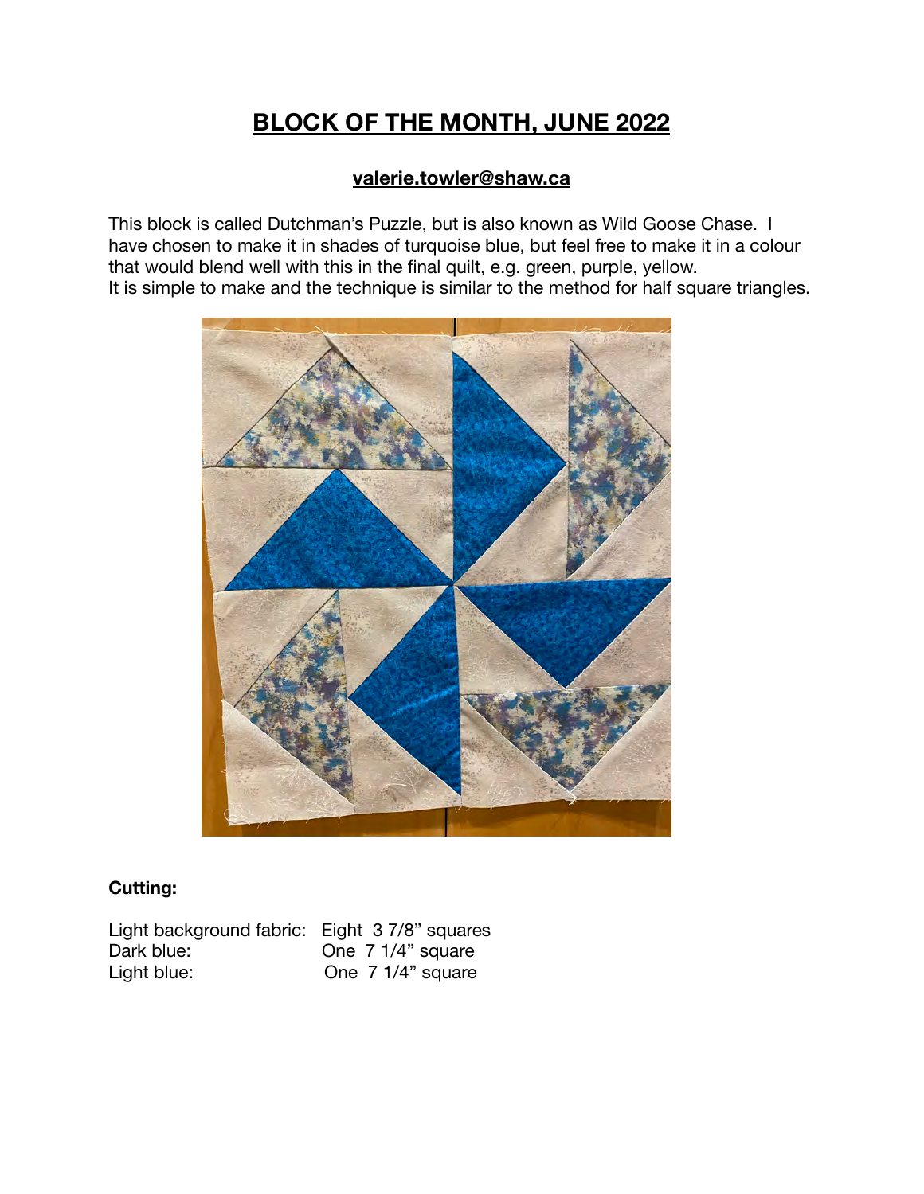# BLOCK OF THE MONTH, JUNE 2022

**valerie.towler@shaw.ca**

This block is called Dutchman's Puzzle, but is also known as Wild Goose Chase. I have chosen to make it in shades of turquoise blue, but feel free to make it in a colour that would blend well with this in the final quilt, e.g. green, purple, yellow.
It is simple to make and the technique is similar to the method for half square triangles.

**Cutting:**

| | |
|---|---|
| Light background fabric: | Eight 3 7/8" squares |
| Dark blue: | One 7 1/4" square |
| Light blue: | One 7 1/4" square |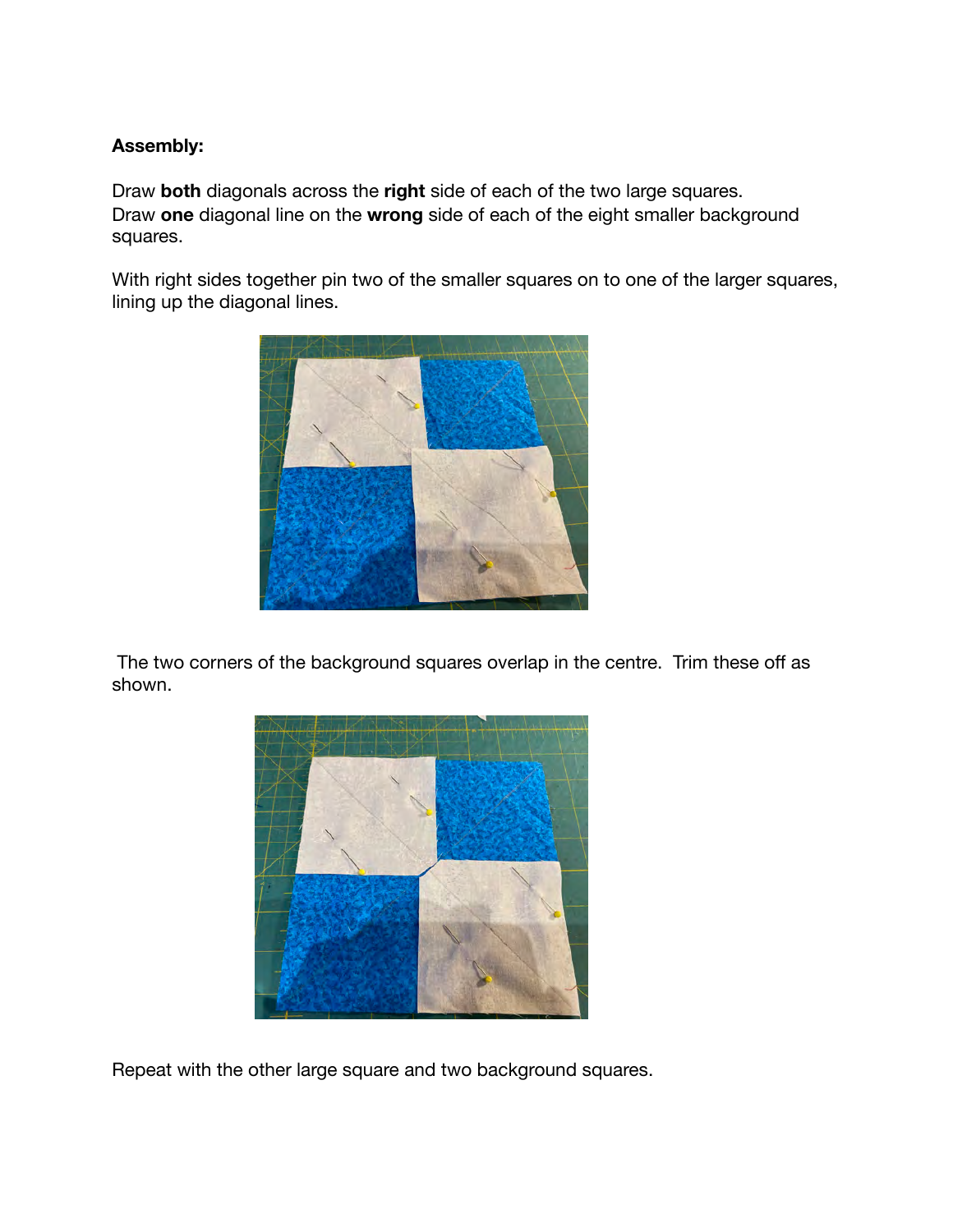**Assembly:**

Draw **both** diagonals across the **right** side of each of the two large squares.
Draw **one** diagonal line on the **wrong** side of each of the eight smaller background squares.

With right sides together pin two of the smaller squares on to one of the larger squares, lining up the diagonal lines.

The two corners of the background squares overlap in the centre. Trim these off as shown.

Repeat with the other large square and two background squares.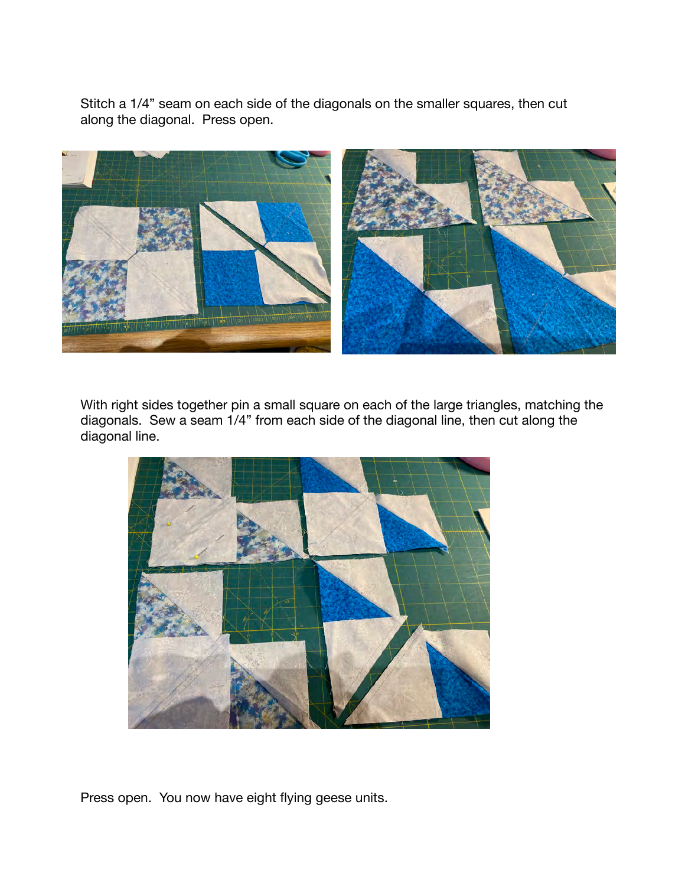Stitch a 1/4" seam on each side of the diagonals on the smaller squares, then cut along the diagonal. Press open.

With right sides together pin a small square on each of the large triangles, matching the diagonals. Sew a seam 1/4" from each side of the diagonal line, then cut along the diagonal line.

Press open. You now have eight flying geese units.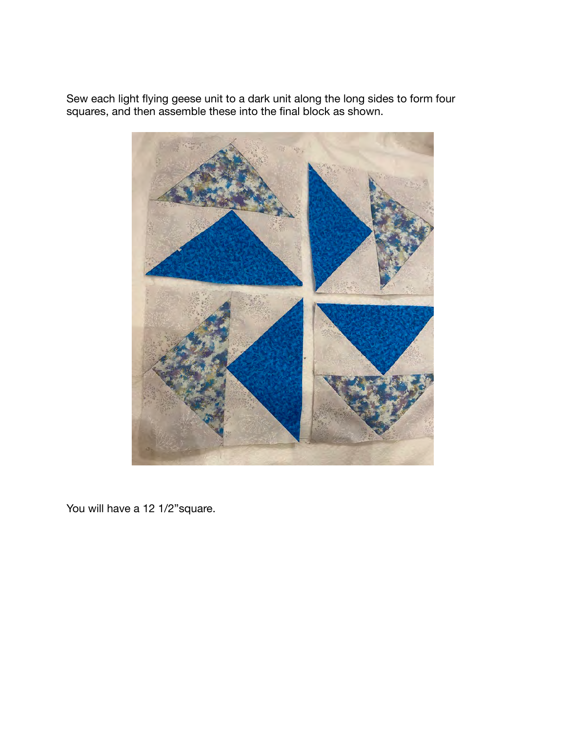Sew each light flying geese unit to a dark unit along the long sides to form four squares, and then assemble these into the final block as shown.

You will have a 12 1/2"square.